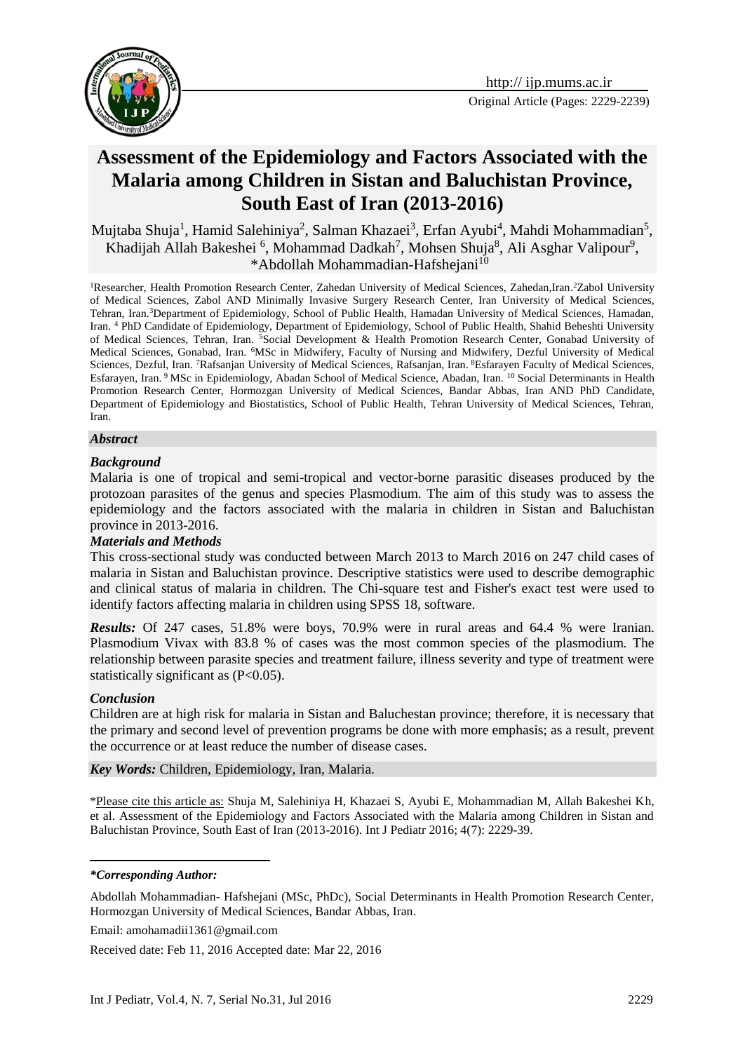Original Article (Pages: 2229-2239)

# Assessment of the Epidemiology and Factors Associated with the Malaria among Children in Sistan and Baluchistan Province, South East of Iran (2013-2016)

Mujtaba Shuja[1], Hamid Salehiniya[2], Salman Khazaei[3], Erfan Ayubi[4], Mahdi Mohammadian[5], Khadijah Allah Bakeshei [6], Mohammad Dadkah[7], Mohsen Shuja[8], Ali Asghar Valipour[9], *Abdollah Mohammadian-Hafshejani[10]

[1]Researcher, Health Promotion Research Center, Zahedan University of Medical Sciences, Zahedan,Iran.[2]Zabol University of Medical Sciences, Zabol AND Minimally Invasive Surgery Research Center, Iran University of Medical Sciences, Tehran, Iran.[3]Department of Epidemiology, School of Public Health, Hamadan University of Medical Sciences, Hamadan, Iran. [4] PhD Candidate of Epidemiology, Department of Epidemiology, School of Public Health, Shahid Beheshti University of Medical Sciences, Tehran, Iran. [5]Social Development & Health Promotion Research Center, Gonabad University of Medical Sciences, Gonabad, Iran. [6]MSc in Midwifery, Faculty of Nursing and Midwifery, Dezful University of Medical Sciences, Dezful, Iran. [7]Rafsanjan University of Medical Sciences, Rafsanjan, Iran. [8]Esfarayen Faculty of Medical Sciences, Esfarayen, Iran. [9] MSc in Epidemiology, Abadan School of Medical Science, Abadan, Iran. [10] Social Determinants in Health Promotion Research Center, Hormozgan University of Medical Sciences, Bandar Abbas, Iran AND PhD Candidate, Department of Epidemiology and Biostatistics, School of Public Health, Tehran University of Medical Sciences, Tehran, Iran.

## *Abstract*

### *Background*

Malaria is one of tropical and semi-tropical and vector-borne parasitic diseases produced by the protozoan parasites of the genus and species Plasmodium. The aim of this study was to assess the epidemiology and the factors associated with the malaria in children in Sistan and Baluchistan province in 2013-2016.

### *Materials and Methods*

This cross-sectional study was conducted between March 2013 to March 2016 on 247 child cases of malaria in Sistan and Baluchistan province. Descriptive statistics were used to describe demographic and clinical status of malaria in children. The Chi-square test and Fisher's exact test were used to identify factors affecting malaria in children using SPSS 18, software.

***Results:*** Of 247 cases, 51.8% were boys, 70.9% were in rural areas and 64.4 % were Iranian. Plasmodium Vivax with 83.8 % of cases was the most common species of the plasmodium. The relationship between parasite species and treatment failure, illness severity and type of treatment were statistically significant as ($P<0.05$).

### *Conclusion*

Children are at high risk for malaria in Sistan and Baluchestan province; therefore, it is necessary that the primary and second level of prevention programs be done with more emphasis; as a result, prevent the occurrence or at least reduce the number of disease cases.

***Key Words:*** Children, Epidemiology, Iran, Malaria.

*Please cite this article as: Shuja M, Salehiniya H, Khazaei S, Ayubi E, Mohammadian M, Allah Bakeshei Kh, et al. Assessment of the Epidemiology and Factors Associated with the Malaria among Children in Sistan and Baluchistan Province, South East of Iran (2013-2016). Int J Pediatr 2016; 4(7): 2229-39.

***Corresponding Author:***

Abdollah Mohammadian- Hafshejani (MSc, PhDc), Social Determinants in Health Promotion Research Center, Hormozgan University of Medical Sciences, Bandar Abbas, Iran.

Email: amohamadii1361@gmail.com

Received date: Feb 11, 2016 Accepted date: Mar 22, 2016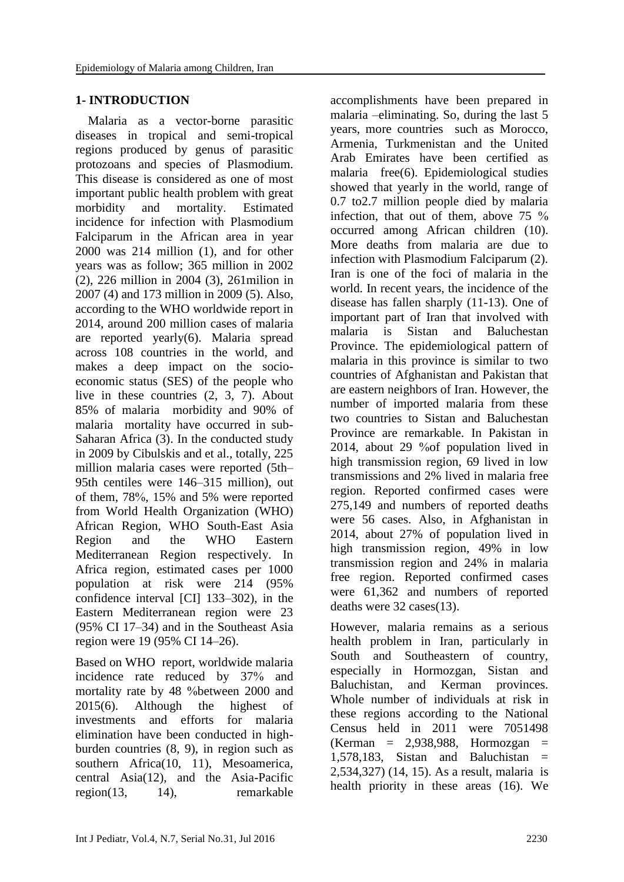## 1- INTRODUCTION

Malaria as a vector-borne parasitic diseases in tropical and semi-tropical regions produced by genus of parasitic protozoans and species of Plasmodium. This disease is considered as one of most important public health problem with great morbidity and mortality. Estimated incidence for infection with Plasmodium Falciparum in the African area in year 2000 was 214 million (1), and for other years was as follow; 365 million in 2002 (2), 226 million in 2004 (3), 261milion in 2007 (4) and 173 million in 2009 (5). Also, according to the WHO worldwide report in 2014, around 200 million cases of malaria are reported yearly(6). Malaria spread across 108 countries in the world, and makes a deep impact on the socio-economic status (SES) of the people who live in these countries (2, 3, 7). About 85% of malaria morbidity and 90% of malaria mortality have occurred in sub-Saharan Africa (3). In the conducted study in 2009 by Cibulskis and et al., totally, 225 million malaria cases were reported (5th–95th centiles were 146–315 million), out of them, 78%, 15% and 5% were reported from World Health Organization (WHO) African Region, WHO South-East Asia Region and the WHO Eastern Mediterranean Region respectively. In Africa region, estimated cases per 1000 population at risk were 214 (95% confidence interval [CI] 133–302), in the Eastern Mediterranean region were 23 (95% CI 17–34) and in the Southeast Asia region were 19 (95% CI 14–26).

Based on WHO report, worldwide malaria incidence rate reduced by 37% and mortality rate by 48 %between 2000 and 2015(6). Although the highest of investments and efforts for malaria elimination have been conducted in high-burden countries (8, 9), in region such as southern Africa(10, 11), Mesoamerica, central Asia(12), and the Asia-Pacific region(13, 14), remarkable accomplishments have been prepared in malaria –eliminating. So, during the last 5 years, more countries such as Morocco, Armenia, Turkmenistan and the United Arab Emirates have been certified as malaria free(6). Epidemiological studies showed that yearly in the world, range of 0.7 to2.7 million people died by malaria infection, that out of them, above 75 % occurred among African children (10). More deaths from malaria are due to infection with Plasmodium Falciparum (2). Iran is one of the foci of malaria in the world. In recent years, the incidence of the disease has fallen sharply (11-13). One of important part of Iran that involved with malaria is Sistan and Baluchestan Province. The epidemiological pattern of malaria in this province is similar to two countries of Afghanistan and Pakistan that are eastern neighbors of Iran. However, the number of imported malaria from these two countries to Sistan and Baluchestan Province are remarkable. In Pakistan in 2014, about 29 %of population lived in high transmission region, 69 lived in low transmissions and 2% lived in malaria free region. Reported confirmed cases were 275,149 and numbers of reported deaths were 56 cases. Also, in Afghanistan in 2014, about 27% of population lived in high transmission region, 49% in low transmission region and 24% in malaria free region. Reported confirmed cases were 61,362 and numbers of reported deaths were 32 cases(13).

However, malaria remains as a serious health problem in Iran, particularly in South and Southeastern of country, especially in Hormozgan, Sistan and Baluchistan, and Kerman provinces. Whole number of individuals at risk in these regions according to the National Census held in 2011 were 7051498 (Kerman = 2,938,988, Hormozgan = 1,578,183, Sistan and Baluchistan = 2,534,327) (14, 15). As a result, malaria is health priority in these areas (16). We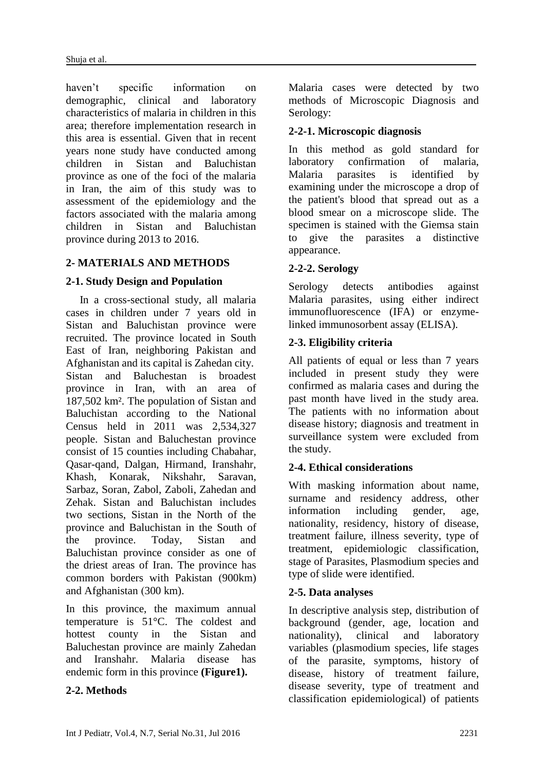haven't specific information on demographic, clinical and laboratory characteristics of malaria in children in this area; therefore implementation research in this area is essential. Given that in recent years none study have conducted among children in Sistan and Baluchistan province as one of the foci of the malaria in Iran, the aim of this study was to assessment of the epidemiology and the factors associated with the malaria among children in Sistan and Baluchistan province during 2013 to 2016.

## 2- MATERIALS AND METHODS

### 2-1. Study Design and Population

In a cross-sectional study, all malaria cases in children under 7 years old in Sistan and Baluchistan province were recruited. The province located in South East of Iran, neighboring Pakistan and Afghanistan and its capital is Zahedan city. Sistan and Baluchestan is broadest province in Iran, with an area of 187,502 km². The population of Sistan and Baluchistan according to the National Census held in 2011 was 2,534,327 people. Sistan and Baluchestan province consist of 15 counties including Chabahar, Qasar-qand, Dalgan, Hirmand, Iranshahr, Khash, Konarak, Nikshahr, Saravan, Sarbaz, Soran, Zabol, Zaboli, Zahedan and Zehak. Sistan and Baluchistan includes two sections, Sistan in the North of the province and Baluchistan in the South of the province. Today, Sistan and Baluchistan province consider as one of the driest areas of Iran. The province has common borders with Pakistan (900km) and Afghanistan (300 km).

In this province, the maximum annual temperature is 51°C. The coldest and hottest county in the Sistan and Baluchestan province are mainly Zahedan and Iranshahr. Malaria disease has endemic form in this province **(Figure1).**

### 2-2. Methods

Malaria cases were detected by two methods of Microscopic Diagnosis and Serology:

#### 2-2-1. Microscopic diagnosis

In this method as gold standard for laboratory confirmation of malaria, Malaria parasites is identified by examining under the microscope a drop of the patient's blood that spread out as a blood smear on a microscope slide. The specimen is stained with the Giemsa stain to give the parasites a distinctive appearance.

#### 2-2-2. Serology

Serology detects antibodies against Malaria parasites, using either indirect immunofluorescence (IFA) or enzyme-linked immunosorbent assay (ELISA).

### 2-3. Eligibility criteria

All patients of equal or less than 7 years included in present study they were confirmed as malaria cases and during the past month have lived in the study area. The patients with no information about disease history; diagnosis and treatment in surveillance system were excluded from the study.

### 2-4. Ethical considerations

With masking information about name, surname and residency address, other information including gender, age, nationality, residency, history of disease, treatment failure, illness severity, type of treatment, epidemiologic classification, stage of Parasites, Plasmodium species and type of slide were identified.

### 2-5. Data analyses

In descriptive analysis step, distribution of background (gender, age, location and nationality), clinical and laboratory variables (plasmodium species, life stages of the parasite, symptoms, history of disease, history of treatment failure, disease severity, type of treatment and classification epidemiological) of patients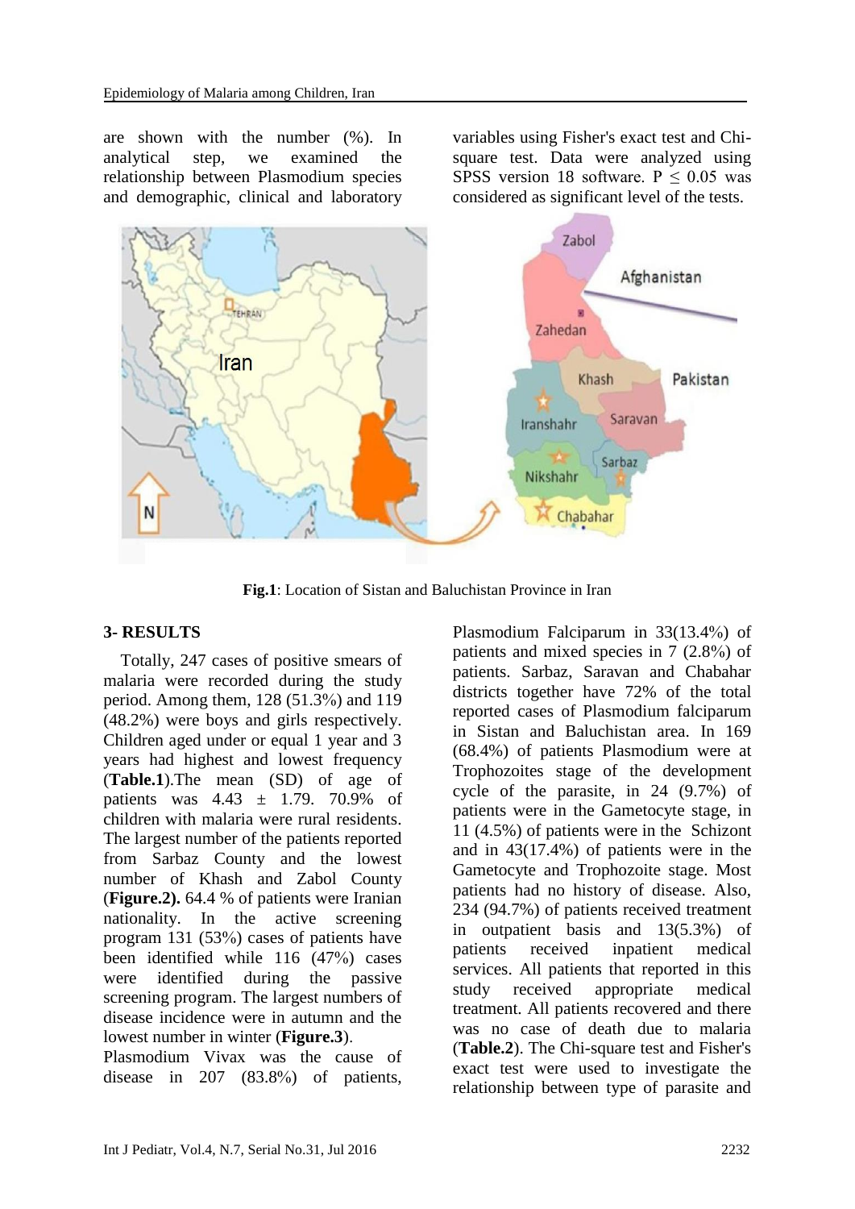are shown with the number (%). In analytical step, we examined the relationship between Plasmodium species and demographic, clinical and laboratory variables using Fisher's exact test and Chi-square test. Data were analyzed using SPSS version 18 software. P ≤ 0.05 was considered as significant level of the tests.

**Fig.1**: Location of Sistan and Baluchistan Province in Iran

## 3- RESULTS

Totally, 247 cases of positive smears of malaria were recorded during the study period. Among them, 128 (51.3%) and 119 (48.2%) were boys and girls respectively. Children aged under or equal 1 year and 3 years had highest and lowest frequency (**Table.1**).The mean (SD) of age of patients was 4.43 ± 1.79. 70.9% of children with malaria were rural residents. The largest number of the patients reported from Sarbaz County and the lowest number of Khash and Zabol County (**Figure.2).** 64.4 % of patients were Iranian nationality. In the active screening program 131 (53%) cases of patients have been identified while 116 (47%) cases were identified during the passive screening program. The largest numbers of disease incidence were in autumn and the lowest number in winter (**Figure.3**).

Plasmodium Vivax was the cause of disease in 207 (83.8%) of patients, Plasmodium Falciparum in 33(13.4%) of patients and mixed species in 7 (2.8%) of patients. Sarbaz, Saravan and Chabahar districts together have 72% of the total reported cases of Plasmodium falciparum in Sistan and Baluchistan area. In 169 (68.4%) of patients Plasmodium were at Trophozoites stage of the development cycle of the parasite, in 24 (9.7%) of patients were in the Gametocyte stage, in 11 (4.5%) of patients were in the Schizont and in 43(17.4%) of patients were in the Gametocyte and Trophozoite stage. Most patients had no history of disease. Also, 234 (94.7%) of patients received treatment in outpatient basis and 13(5.3%) of patients received inpatient medical services. All patients that reported in this study received appropriate medical treatment. All patients recovered and there was no case of death due to malaria (**Table.2**). The Chi-square test and Fisher's exact test were used to investigate the relationship between type of parasite and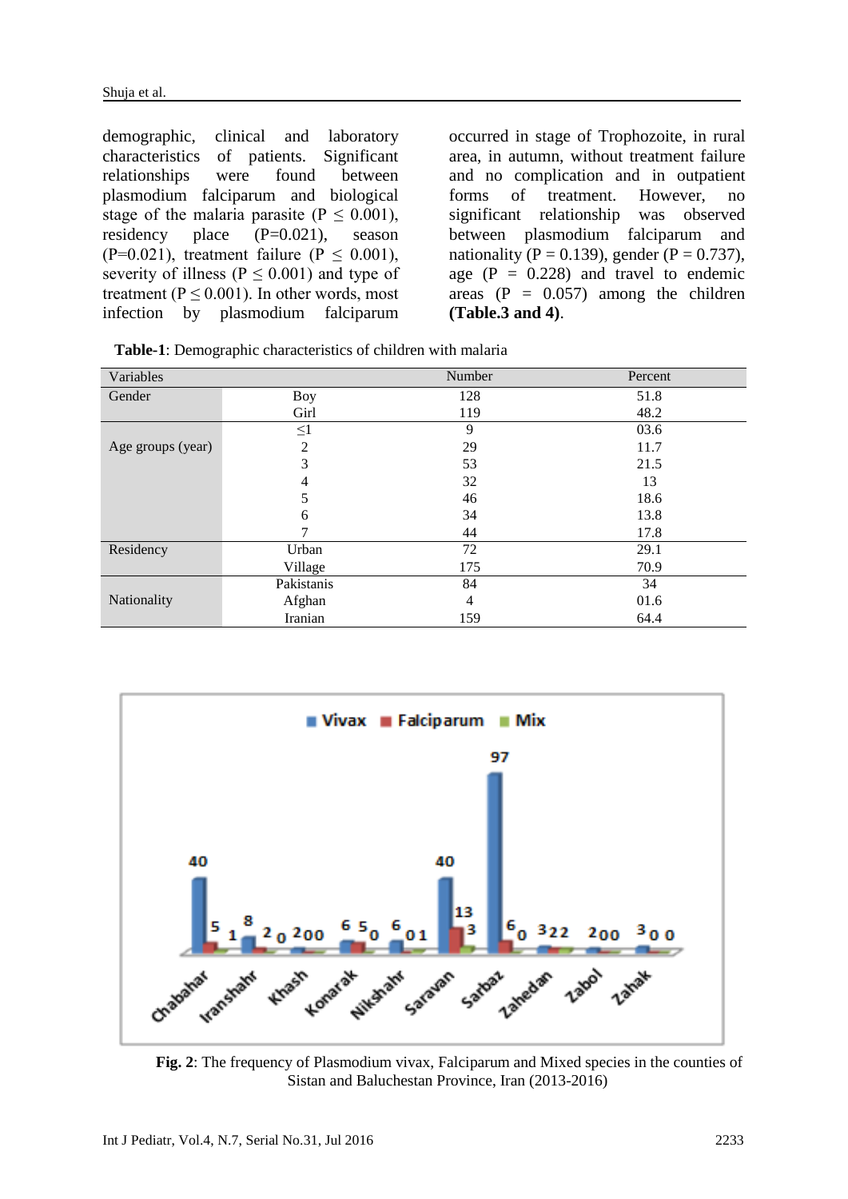demographic, clinical and laboratory characteristics of patients. Significant relationships were found between plasmodium falciparum and biological stage of the malaria parasite ($P \leq 0.001$), residency place (P=0.021), season (P=0.021), treatment failure ($P \leq 0.001$), severity of illness ($P \leq 0.001$) and type of treatment ($P \leq 0.001$). In other words, most infection by plasmodium falciparum occurred in stage of Trophozoite, in rural area, in autumn, without treatment failure and no complication and in outpatient forms of treatment. However, no significant relationship was observed between plasmodium falciparum and nationality (P = 0.139), gender (P = 0.737), age (P = 0.228) and travel to endemic areas (P = 0.057) among the children **(Table.3 and 4)**.

**Table-1**: Demographic characteristics of children with malaria

| Variables | | Number | Percent |
|---|---|---|---|
| Gender | Boy | 128 | 51.8 |
| | Girl | 119 | 48.2 |
| Age groups (year) | ≤1 | 9 | 03.6 |
| | 2 | 29 | 11.7 |
| | 3 | 53 | 21.5 |
| | 4 | 32 | 13 |
| | 5 | 46 | 18.6 |
| | 6 | 34 | 13.8 |
| | 7 | 44 | 17.8 |
| Residency | Urban | 72 | 29.1 |
| | Village | 175 | 70.9 |
| Nationality | Pakistanis | 84 | 34 |
| | Afghan | 4 | 01.6 |
| | Iranian | 159 | 64.4 |

**Fig. 2**: The frequency of Plasmodium vivax, Falciparum and Mixed species in the counties of Sistan and Baluchestan Province, Iran (2013-2016)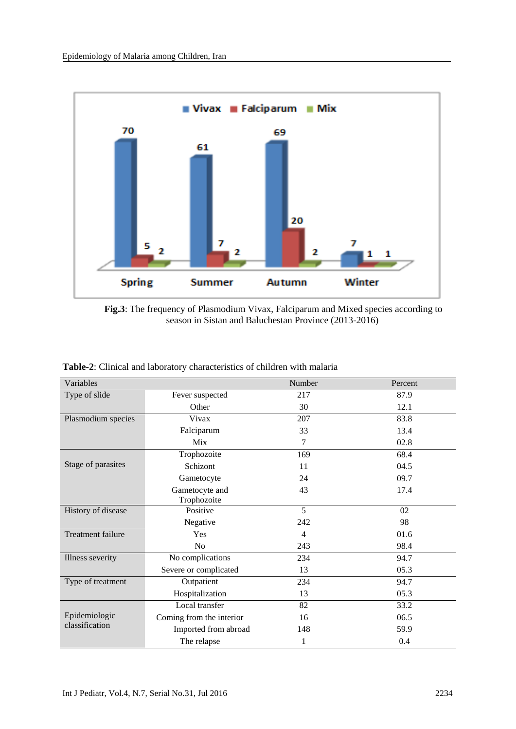**Fig.3**: The frequency of Plasmodium Vivax, Falciparum and Mixed species according to season in Sistan and Baluchestan Province (2013-2016)

**Table-2**: Clinical and laboratory characteristics of children with malaria

| Variables | | Number | Percent |
|---|---|---|---|
| Type of slide | Fever suspected | 217 | 87.9 |
| | Other | 30 | 12.1 |
| Plasmodium species | Vivax | 207 | 83.8 |
| | Falciparum | 33 | 13.4 |
| | Mix | 7 | 02.8 |
| Stage of parasites | Trophozoite | 169 | 68.4 |
| | Schizont | 11 | 04.5 |
| | Gametocyte | 24 | 09.7 |
| | Gametocyte and Trophozoite | 43 | 17.4 |
| History of disease | Positive | 5 | 02 |
| | Negative | 242 | 98 |
| Treatment failure | Yes | 4 | 01.6 |
| | No | 243 | 98.4 |
| Illness severity | No complications | 234 | 94.7 |
| | Severe or complicated | 13 | 05.3 |
| Type of treatment | Outpatient | 234 | 94.7 |
| | Hospitalization | 13 | 05.3 |
| Epidemiologic classification | Local transfer | 82 | 33.2 |
| | Coming from the interior | 16 | 06.5 |
| | Imported from abroad | 148 | 59.9 |
| | The relapse | 1 | 0.4 |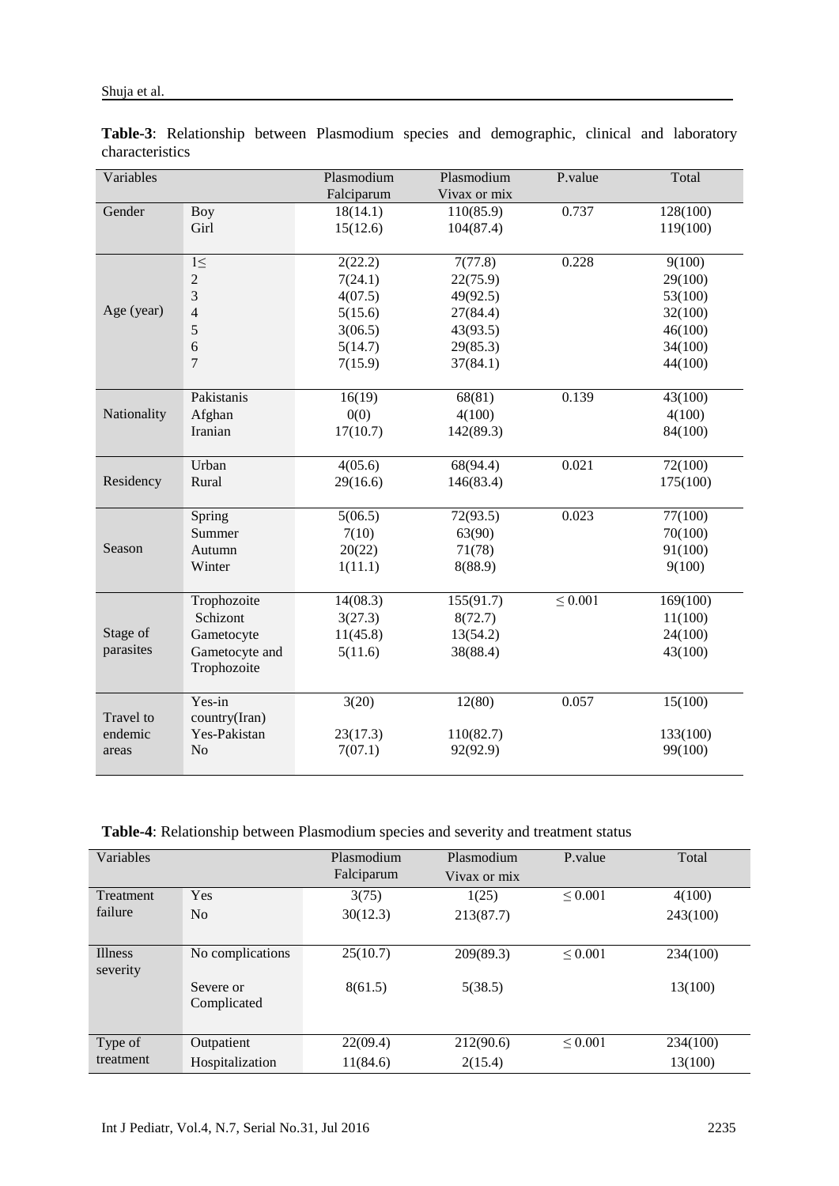**Table-3**: Relationship between Plasmodium species and demographic, clinical and laboratory characteristics

| Variables | | Plasmodium Falciparum | Plasmodium Vivax or mix | P.value | Total |
|---|---|---|---|---|---|
| Gender | Boy | 18(14.1) | 110(85.9) | 0.737 | 128(100) |
| | Girl | 15(12.6) | 104(87.4) | | 119(100) |
| Age (year) | 1≤ | 2(22.2) | 7(77.8) | 0.228 | 9(100) |
| | 2 | 7(24.1) | 22(75.9) | | 29(100) |
| | 3 | 4(07.5) | 49(92.5) | | 53(100) |
| | 4 | 5(15.6) | 27(84.4) | | 32(100) |
| | 5 | 3(06.5) | 43(93.5) | | 46(100) |
| | 6 | 5(14.7) | 29(85.3) | | 34(100) |
| | 7 | 7(15.9) | 37(84.1) | | 44(100) |
| Nationality | Pakistanis | 16(19) | 68(81) | 0.139 | 43(100) |
| | Afghan | 0(0) | 4(100) | | 4(100) |
| | Iranian | 17(10.7) | 142(89.3) | | 84(100) |
| Residency | Urban | 4(05.6) | 68(94.4) | 0.021 | 72(100) |
| | Rural | 29(16.6) | 146(83.4) | | 175(100) |
| Season | Spring | 5(06.5) | 72(93.5) | 0.023 | 77(100) |
| | Summer | 7(10) | 63(90) | | 70(100) |
| | Autumn | 20(22) | 71(78) | | 91(100) |
| | Winter | 1(11.1) | 8(88.9) | | 9(100) |
| Stage of parasites | Trophozoite | 14(08.3) | 155(91.7) | ≤ 0.001 | 169(100) |
| | Schizont | 3(27.3) | 8(72.7) | | 11(100) |
| | Gametocyte | 11(45.8) | 13(54.2) | | 24(100) |
| | Gametocyte and Trophozoite | 5(11.6) | 38(88.4) | | 43(100) |
| Travel to endemic areas | Yes-in country(Iran) | 3(20) | 12(80) | 0.057 | 15(100) |
| | Yes-Pakistan | 23(17.3) | 110(82.7) | | 133(100) |
| | No | 7(07.1) | 92(92.9) | | 99(100) |

**Table-4**: Relationship between Plasmodium species and severity and treatment status

| Variables | | Plasmodium Falciparum | Plasmodium Vivax or mix | P.value | Total |
|---|---|---|---|---|---|
| Treatment failure | Yes | 3(75) | 1(25) | ≤ 0.001 | 4(100) |
| | No | 30(12.3) | 213(87.7) | | 243(100) |
| Illness severity | No complications | 25(10.7) | 209(89.3) | ≤ 0.001 | 234(100) |
| | Severe or Complicated | 8(61.5) | 5(38.5) | | 13(100) |
| Type of treatment | Outpatient | 22(09.4) | 212(90.6) | ≤ 0.001 | 234(100) |
| | Hospitalization | 11(84.6) | 2(15.4) | | 13(100) |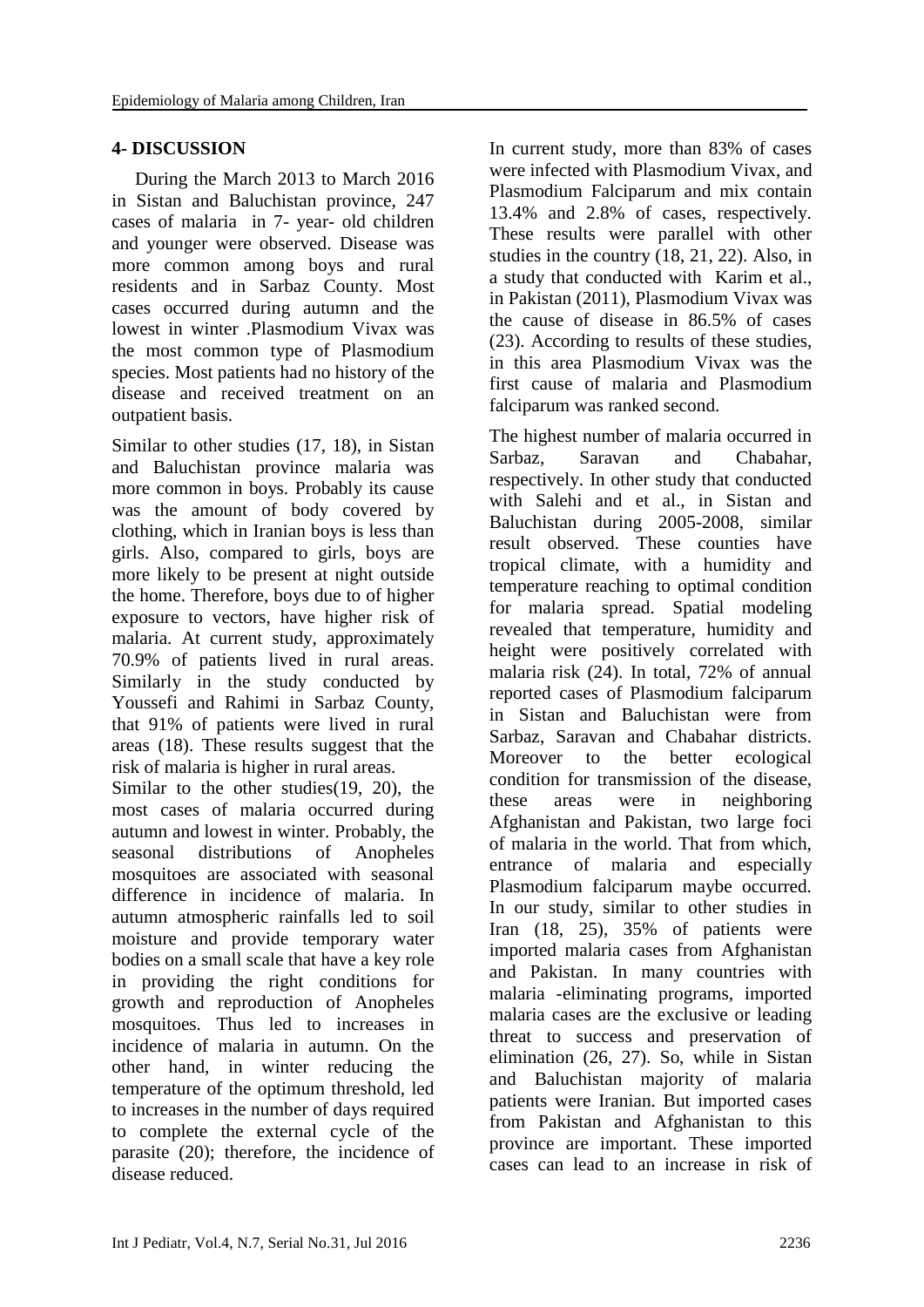## 4- DISCUSSION

During the March 2013 to March 2016 in Sistan and Baluchistan province, 247 cases of malaria in 7- year- old children and younger were observed. Disease was more common among boys and rural residents and in Sarbaz County. Most cases occurred during autumn and the lowest in winter .Plasmodium Vivax was the most common type of Plasmodium species. Most patients had no history of the disease and received treatment on an outpatient basis.

Similar to other studies (17, 18), in Sistan and Baluchistan province malaria was more common in boys. Probably its cause was the amount of body covered by clothing, which in Iranian boys is less than girls. Also, compared to girls, boys are more likely to be present at night outside the home. Therefore, boys due to of higher exposure to vectors, have higher risk of malaria. At current study, approximately 70.9% of patients lived in rural areas. Similarly in the study conducted by Youssefi and Rahimi in Sarbaz County, that 91% of patients were lived in rural areas (18). These results suggest that the risk of malaria is higher in rural areas.

Similar to the other studies(19, 20), the most cases of malaria occurred during autumn and lowest in winter. Probably, the seasonal distributions of Anopheles mosquitoes are associated with seasonal difference in incidence of malaria. In autumn atmospheric rainfalls led to soil moisture and provide temporary water bodies on a small scale that have a key role in providing the right conditions for growth and reproduction of Anopheles mosquitoes. Thus led to increases in incidence of malaria in autumn. On the other hand, in winter reducing the temperature of the optimum threshold, led to increases in the number of days required to complete the external cycle of the parasite (20); therefore, the incidence of disease reduced.

In current study, more than 83% of cases were infected with Plasmodium Vivax, and Plasmodium Falciparum and mix contain 13.4% and 2.8% of cases, respectively. These results were parallel with other studies in the country (18, 21, 22). Also, in a study that conducted with Karim et al., in Pakistan (2011), Plasmodium Vivax was the cause of disease in 86.5% of cases (23). According to results of these studies, in this area Plasmodium Vivax was the first cause of malaria and Plasmodium falciparum was ranked second.

The highest number of malaria occurred in Sarbaz, Saravan and Chabahar, respectively. In other study that conducted with Salehi and et al., in Sistan and Baluchistan during 2005-2008, similar result observed. These counties have tropical climate, with a humidity and temperature reaching to optimal condition for malaria spread. Spatial modeling revealed that temperature, humidity and height were positively correlated with malaria risk (24). In total, 72% of annual reported cases of Plasmodium falciparum in Sistan and Baluchistan were from Sarbaz, Saravan and Chabahar districts. Moreover to the better ecological condition for transmission of the disease, these areas were in neighboring Afghanistan and Pakistan, two large foci of malaria in the world. That from which, entrance of malaria and especially Plasmodium falciparum maybe occurred. In our study, similar to other studies in Iran (18, 25), 35% of patients were imported malaria cases from Afghanistan and Pakistan. In many countries with malaria -eliminating programs, imported malaria cases are the exclusive or leading threat to success and preservation of elimination (26, 27). So, while in Sistan and Baluchistan majority of malaria patients were Iranian. But imported cases from Pakistan and Afghanistan to this province are important. These imported cases can lead to an increase in risk of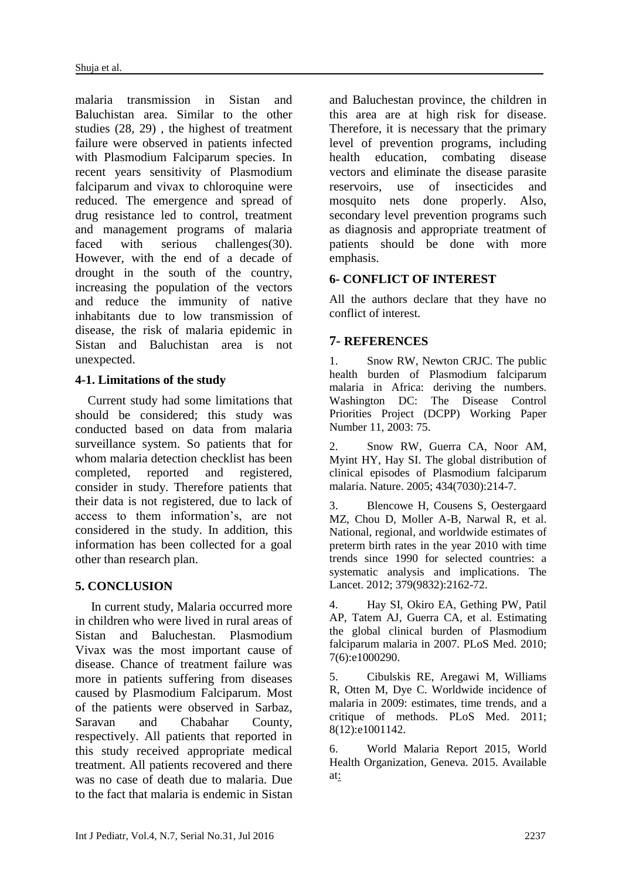malaria transmission in Sistan and Baluchistan area. Similar to the other studies (28, 29) , the highest of treatment failure were observed in patients infected with Plasmodium Falciparum species. In recent years sensitivity of Plasmodium falciparum and vivax to chloroquine were reduced. The emergence and spread of drug resistance led to control, treatment and management programs of malaria faced with serious challenges(30). However, with the end of a decade of drought in the south of the country, increasing the population of the vectors and reduce the immunity of native inhabitants due to low transmission of disease, the risk of malaria epidemic in Sistan and Baluchistan area is not unexpected.

### 4-1. Limitations of the study

Current study had some limitations that should be considered; this study was conducted based on data from malaria surveillance system. So patients that for whom malaria detection checklist has been completed, reported and registered, consider in study. Therefore patients that their data is not registered, due to lack of access to them information's, are not considered in the study. In addition, this information has been collected for a goal other than research plan.

## 5. CONCLUSION

In current study, Malaria occurred more in children who were lived in rural areas of Sistan and Baluchestan. Plasmodium Vivax was the most important cause of disease. Chance of treatment failure was more in patients suffering from diseases caused by Plasmodium Falciparum. Most of the patients were observed in Sarbaz, Saravan and Chabahar County, respectively. All patients that reported in this study received appropriate medical treatment. All patients recovered and there was no case of death due to malaria. Due to the fact that malaria is endemic in Sistan and Baluchestan province, the children in this area are at high risk for disease. Therefore, it is necessary that the primary level of prevention programs, including health education, combating disease vectors and eliminate the disease parasite reservoirs, use of insecticides and mosquito nets done properly. Also, secondary level prevention programs such as diagnosis and appropriate treatment of patients should be done with more emphasis.

## 6- CONFLICT OF INTEREST

All the authors declare that they have no conflict of interest.

## 7- REFERENCES

1. Snow RW, Newton CRJC. The public health burden of Plasmodium falciparum malaria in Africa: deriving the numbers. Washington DC: The Disease Control Priorities Project (DCPP) Working Paper Number 11, 2003: 75.

2. Snow RW, Guerra CA, Noor AM, Myint HY, Hay SI. The global distribution of clinical episodes of Plasmodium falciparum malaria. Nature. 2005; 434(7030):214-7.

3. Blencowe H, Cousens S, Oestergaard MZ, Chou D, Moller A-B, Narwal R, et al. National, regional, and worldwide estimates of preterm birth rates in the year 2010 with time trends since 1990 for selected countries: a systematic analysis and implications. The Lancet. 2012; 379(9832):2162-72.

4. Hay SI, Okiro EA, Gething PW, Patil AP, Tatem AJ, Guerra CA, et al. Estimating the global clinical burden of Plasmodium falciparum malaria in 2007. PLoS Med. 2010; 7(6):e1000290.

5. Cibulskis RE, Aregawi M, Williams R, Otten M, Dye C. Worldwide incidence of malaria in 2009: estimates, time trends, and a critique of methods. PLoS Med. 2011; 8(12):e1001142.

6. World Malaria Report 2015, World Health Organization, Geneva. 2015. Available at: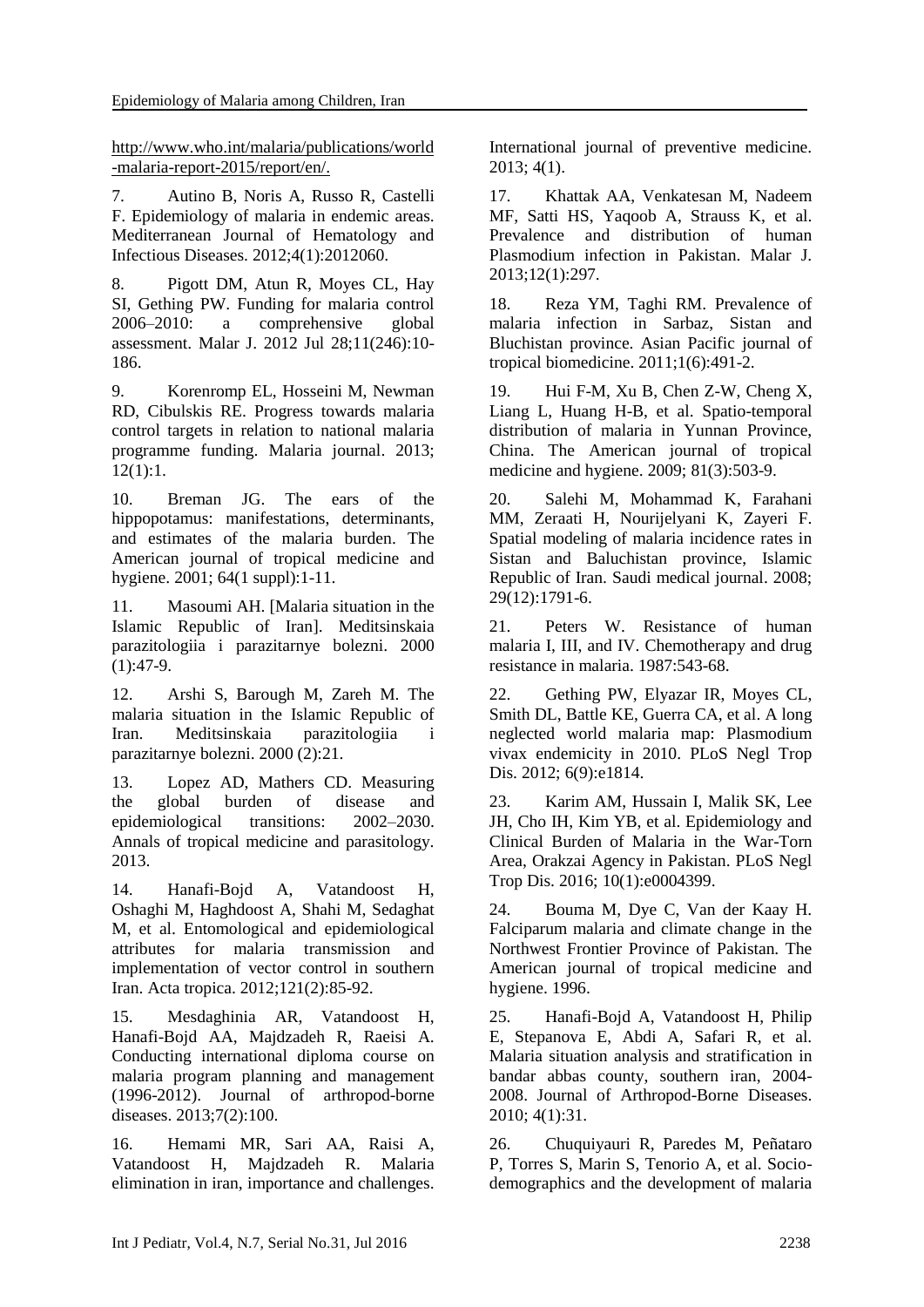http://www.who.int/malaria/publications/world-malaria-report-2015/report/en/.

7. Autino B, Noris A, Russo R, Castelli F. Epidemiology of malaria in endemic areas. Mediterranean Journal of Hematology and Infectious Diseases. 2012;4(1):2012060.

8. Pigott DM, Atun R, Moyes CL, Hay SI, Gething PW. Funding for malaria control 2006–2010: a comprehensive global assessment. Malar J. 2012 Jul 28;11(246):10-186.

9. Korenromp EL, Hosseini M, Newman RD, Cibulskis RE. Progress towards malaria control targets in relation to national malaria programme funding. Malaria journal. 2013; 12(1):1.

10. Breman JG. The ears of the hippopotamus: manifestations, determinants, and estimates of the malaria burden. The American journal of tropical medicine and hygiene. 2001; 64(1 suppl):1-11.

11. Masoumi AH. [Malaria situation in the Islamic Republic of Iran]. Meditsinskaia parazitologiia i parazitarnye bolezni. 2000 (1):47-9.

12. Arshi S, Barough M, Zareh M. The malaria situation in the Islamic Republic of Iran. Meditsinskaia parazitologiia i parazitarnye bolezni. 2000 (2):21.

13. Lopez AD, Mathers CD. Measuring the global burden of disease and epidemiological transitions: 2002–2030. Annals of tropical medicine and parasitology. 2013.

14. Hanafi-Bojd A, Vatandoost H, Oshaghi M, Haghdoost A, Shahi M, Sedaghat M, et al. Entomological and epidemiological attributes for malaria transmission and implementation of vector control in southern Iran. Acta tropica. 2012;121(2):85-92.

15. Mesdaghinia AR, Vatandoost H, Hanafi-Bojd AA, Majdzadeh R, Raeisi A. Conducting international diploma course on malaria program planning and management (1996-2012). Journal of arthropod-borne diseases. 2013;7(2):100.

16. Hemami MR, Sari AA, Raisi A, Vatandoost H, Majdzadeh R. Malaria elimination in iran, importance and challenges. International journal of preventive medicine. 2013; 4(1).

17. Khattak AA, Venkatesan M, Nadeem MF, Satti HS, Yaqoob A, Strauss K, et al. Prevalence and distribution of human Plasmodium infection in Pakistan. Malar J. 2013;12(1):297.

18. Reza YM, Taghi RM. Prevalence of malaria infection in Sarbaz, Sistan and Bluchistan province. Asian Pacific journal of tropical biomedicine. 2011;1(6):491-2.

19. Hui F-M, Xu B, Chen Z-W, Cheng X, Liang L, Huang H-B, et al. Spatio-temporal distribution of malaria in Yunnan Province, China. The American journal of tropical medicine and hygiene. 2009; 81(3):503-9.

20. Salehi M, Mohammad K, Farahani MM, Zeraati H, Nourijelyani K, Zayeri F. Spatial modeling of malaria incidence rates in Sistan and Baluchistan province, Islamic Republic of Iran. Saudi medical journal. 2008; 29(12):1791-6.

21. Peters W. Resistance of human malaria I, III, and IV. Chemotherapy and drug resistance in malaria. 1987:543-68.

22. Gething PW, Elyazar IR, Moyes CL, Smith DL, Battle KE, Guerra CA, et al. A long neglected world malaria map: Plasmodium vivax endemicity in 2010. PLoS Negl Trop Dis. 2012; 6(9):e1814.

23. Karim AM, Hussain I, Malik SK, Lee JH, Cho IH, Kim YB, et al. Epidemiology and Clinical Burden of Malaria in the War-Torn Area, Orakzai Agency in Pakistan. PLoS Negl Trop Dis. 2016; 10(1):e0004399.

24. Bouma M, Dye C, Van der Kaay H. Falciparum malaria and climate change in the Northwest Frontier Province of Pakistan. The American journal of tropical medicine and hygiene. 1996.

25. Hanafi-Bojd A, Vatandoost H, Philip E, Stepanova E, Abdi A, Safari R, et al. Malaria situation analysis and stratification in bandar abbas county, southern iran, 2004-2008. Journal of Arthropod-Borne Diseases. 2010; 4(1):31.

26. Chuquiyauri R, Paredes M, Peñataro P, Torres S, Marin S, Tenorio A, et al. Socio-demographics and the development of malaria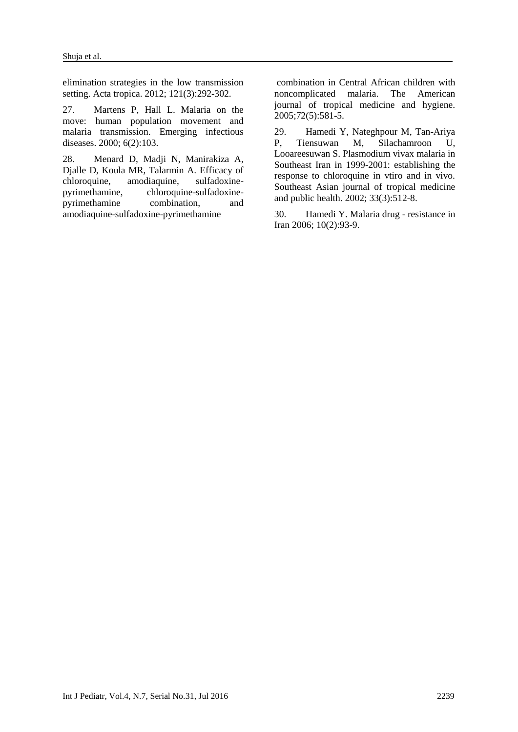elimination strategies in the low transmission setting. Acta tropica. 2012; 121(3):292-302.

27. Martens P, Hall L. Malaria on the move: human population movement and malaria transmission. Emerging infectious diseases. 2000; 6(2):103.

28. Menard D, Madji N, Manirakiza A, Djalle D, Koula MR, Talarmin A. Efficacy of chloroquine, amodiaquine, sulfadoxine-pyrimethamine, chloroquine-sulfadoxine-pyrimethamine combination, and amodiaquine-sulfadoxine-pyrimethamine combination in Central African children with noncomplicated malaria. The American journal of tropical medicine and hygiene. 2005;72(5):581-5.

29. Hamedi Y, Nateghpour M, Tan-Ariya P, Tiensuwan M, Silachamroon U, Looareesuwan S. Plasmodium vivax malaria in Southeast Iran in 1999-2001: establishing the response to chloroquine in vtiro and in vivo. Southeast Asian journal of tropical medicine and public health. 2002; 33(3):512-8.

30. Hamedi Y. Malaria drug - resistance in Iran 2006; 10(2):93-9.